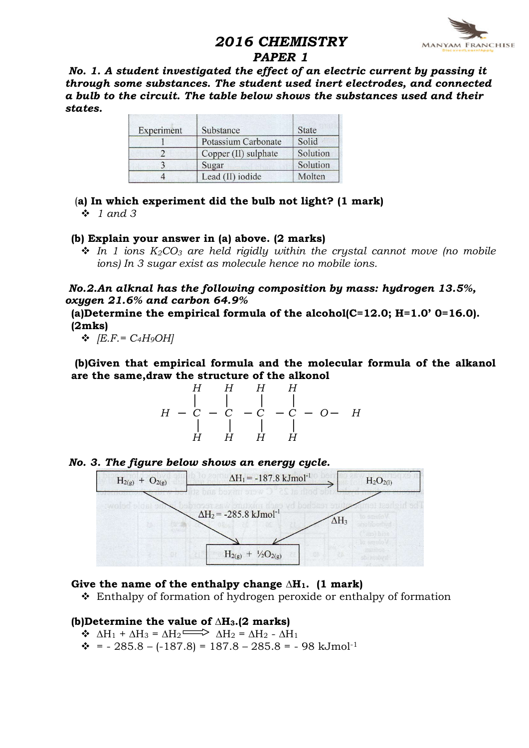# 2016 CHEMISTRY

## PAPER 1

***No. 1. A student investigated the effect of an electric current by passing it through some substances. The student used inert electrodes, and connected a bulb to the circuit. The table below shows the substances used and their states.***

| Experiment | Substance | State |
|---|---|---|
| 1 | Potassium Carbonate | Solid |
| 2 | Copper (II) sulphate | Solution |
| 3 | Sugar | Solution |
| 4 | Lead (II) iodide | Molten |

**(a) In which experiment did the bulb not light? (1 mark)**

- *1 and 3*

**(b) Explain your answer in (a) above. (2 marks)**

- *In 1 ions $K_2CO_3$ are held rigidly within the crystal cannot move (no mobile ions) In 3 sugar exist as molecule hence no mobile ions.*

***No.2.An alknal has the following composition by mass: hydrogen 13.5%, oxygen 21.6% and carbon 64.9%***

**(a)Determine the empirical formula of the alcohol(C=12.0; H=1.0' 0=16.0). (2mks)**

- *[E.F.= $C_4H_9OH$]*

**(b)Given that empirical formula and the molecular formula of the alkanol are the same,draw the structure of the alkonol**

```
     H    H    H    H
     |    |    |    |
H -  C -  C -  C -  C - O - H
     |    |    |    |
     H    H    H    H
```

***No. 3. The figure below shows an energy cycle.***

$H_{2(g)} + O_{2(g)}$ → $\Delta H_1 = -187.8\ kJmol^{-1}$ → $H_2O_{2(l)}$

$H_{2(g)} + O_{2(g)}$ → $\Delta H_2 = -285.8\ kJmol^{-1}$ → $H_{2(g)} + \frac{1}{2}O_{2(g)}$

$H_2O_{2(l)}$ → $\Delta H_3$ → $H_{2(g)} + \frac{1}{2}O_{2(g)}$

**Give the name of the enthalpy change $\Delta H_1$. (1 mark)**

- Enthalpy of formation of hydrogen peroxide or enthalpy of formation

**(b)Determine the value of $\Delta H_3$.(2 marks)**

- $\Delta H_1 + \Delta H_3 = \Delta H_2 \Longrightarrow \Delta H_2 = \Delta H_2 - \Delta H_1$
- $= - 285.8 - (-187.8) = 187.8 - 285.8 = - 98\ kJmol^{-1}$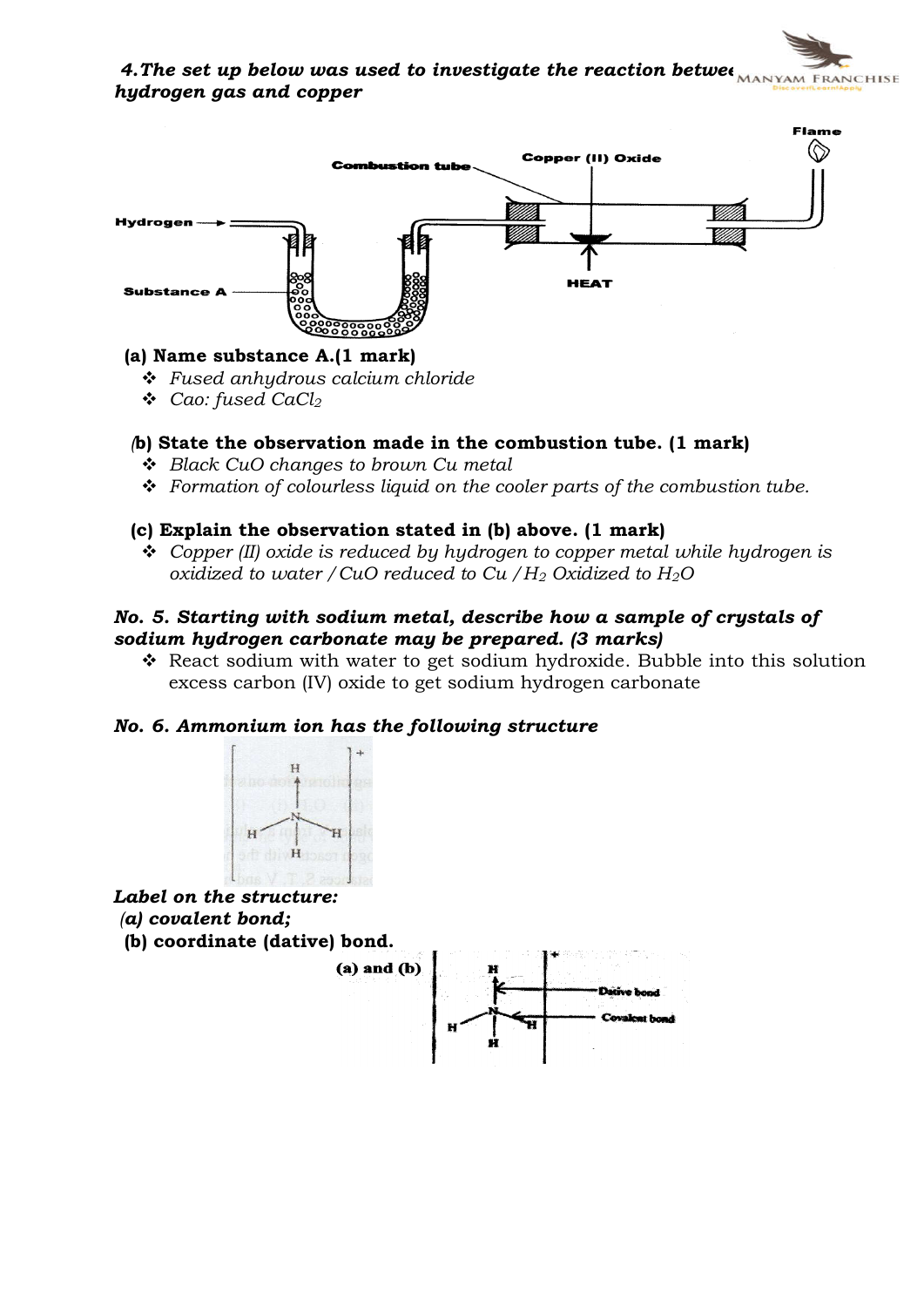***4. The set up below was used to investigate the reaction between hydrogen gas and copper***

**(a) Name substance A.(1 mark)**

- *Fused anhydrous calcium chloride*
- *Cao: fused $CaCl_2$*

**(b) State the observation made in the combustion tube. (1 mark)**

- *Black CuO changes to brown Cu metal*
- *Formation of colourless liquid on the cooler parts of the combustion tube.*

**(c) Explain the observation stated in (b) above. (1 mark)**

- *Copper (II) oxide is reduced by hydrogen to copper metal while hydrogen is oxidized to water / CuO reduced to Cu / $H_2$ Oxidized to $H_2O$*

***No. 5. Starting with sodium metal, describe how a sample of crystals of sodium hydrogen carbonate may be prepared. (3 marks)***

- React sodium with water to get sodium hydroxide. Bubble into this solution excess carbon (IV) oxide to get sodium hydrogen carbonate

***No. 6. Ammonium ion has the following structure***

***Label on the structure:***

***(a) covalent bond;***

**(b) coordinate (dative) bond.**

**(a) and (b)**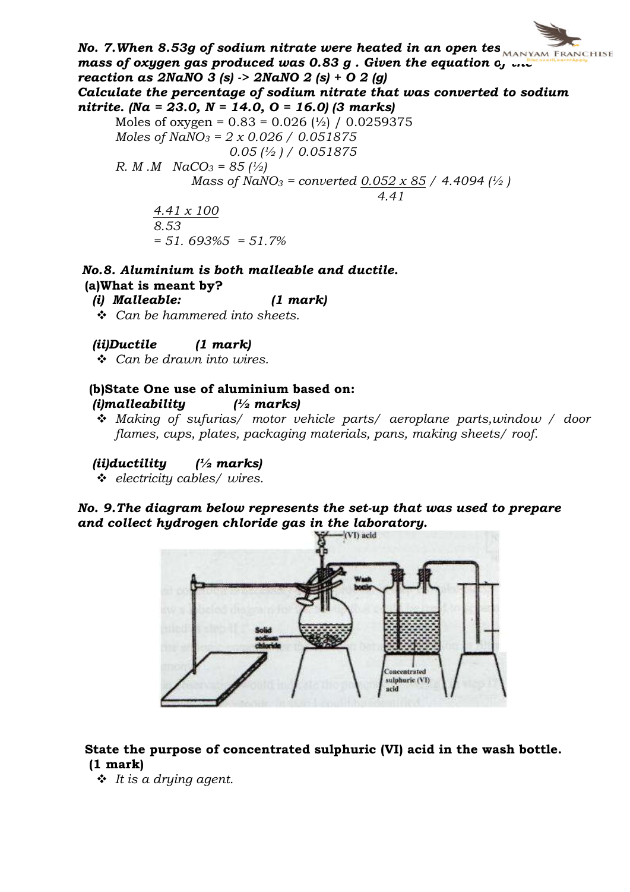***No. 7. When 8.53g of sodium nitrate were heated in an open test tube the mass of oxygen gas produced was 0.83 g . Given the equation of the reaction as $2NaNO_3 (s) \rightarrow 2NaNO_2 (s) + O_2 (g)$***

***Calculate the percentage of sodium nitrate that was converted to sodium nitrite. (Na = 23.0, N = 14.0, O = 16.0) (3 marks)***

Moles of oxygen = 0.83 = 0.026 (½) / 0.0259375

*Moles of $NaNO_3$ = 2 x 0.026 / 0.051875*

*0.05 (½ ) / 0.051875*

*R. M .M $NaCO_3$ = 85 (½)*

*Mass of $NaNO_3$ = converted $\frac{0.052 \times 85}{4.41}$ / 4.4094 (½ )*

$$\frac{4.41 \times 100}{8.53}$$

*= 51. 693%5 = 51.7%*

***No.8. Aluminium is both malleable and ductile.***

**(a)What is meant by?**

***(i) Malleable: (1 mark)***

- *Can be hammered into sheets.*

***(ii)Ductile (1 mark)***

- *Can be drawn into wires.*

**(b)State One use of aluminium based on:**

***(i)malleability (½ marks)***

- *Making of sufurias/ motor vehicle parts/ aeroplane parts,window / door flames, cups, plates, packaging materials, pans, making sheets/ roof.*

***(ii)ductility (½ marks)***

- *electricity cables/ wires.*

***No. 9.The diagram below represents the set-up that was used to prepare and collect hydrogen chloride gas in the laboratory.***

**State the purpose of concentrated sulphuric (VI) acid in the wash bottle. (1 mark)**

- *It is a drying agent.*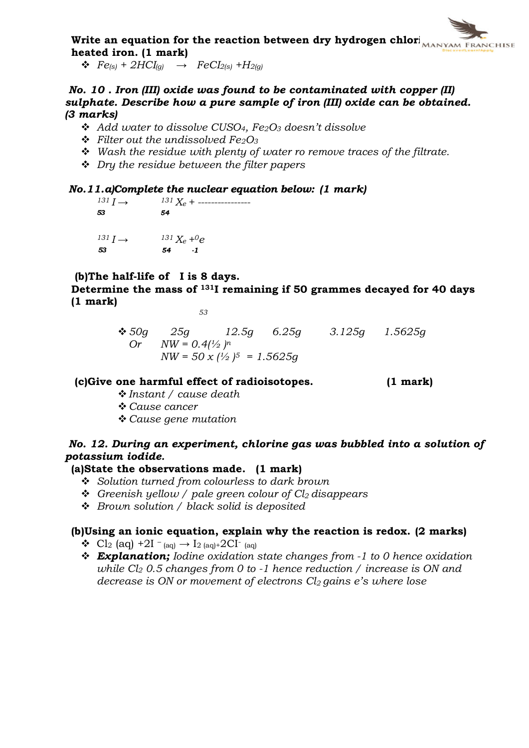**Write an equation for the reaction between dry hydrogen chlori heated iron. (1 mark)**

- $Fe_{(s)} + 2HCl_{(g)} \rightarrow FeCl_{2(s)} + H_{2(g)}$

***No. 10 . Iron (III) oxide was found to be contaminated with copper (II) sulphate. Describe how a pure sample of iron (III) oxide can be obtained. (3 marks)***

- *Add water to dissolve $CuSO_4$, $Fe_2O_3$ doesn't dissolve*
- *Filter out the undissolved $Fe_2O_3$*
- *Wash the residue with plenty of water ro remove traces of the filtrate.*
- *Dry the residue between the filter papers*

***No.11.a)Complete the nuclear equation below: (1 mark)***

$^{131}_{53}I \rightarrow \ ^{131}_{54}Xe$ + ----------------

$^{131}_{53}I \rightarrow \ ^{131}_{54}Xe + ^{0}_{-1}e$

**(b)The half-life of $^{131}_{53}I$ is 8 days.**
**Determine the mass of $^{131}I$ remaining if 50 grammes decayed for 40 days (1 mark)**

- *50g  25g  12.5g  6.25g  3.125g  1.5625g*
  *Or  $NW = 0.4(\frac{1}{2})^n$*
  *$NW = 50 \times (\frac{1}{2})^5 = 1.5625g$*

**(c)Give one harmful effect of radioisotopes. (1 mark)**

- *Instant / cause death*
- *Cause cancer*
- *Cause gene mutation*

***No. 12. During an experiment, chlorine gas was bubbled into a solution of potassium iodide.***

**(a)State the observations made. (1 mark)**

- *Solution turned from colourless to dark brown*
- *Greenish yellow / pale green colour of $Cl_2$ disappears*
- *Brown solution / black solid is deposited*

**(b)Using an ionic equation, explain why the reaction is redox. (2 marks)**

- $Cl_2 (aq) + 2I^-_{(aq)} \rightarrow I_{2(aq)} + 2Cl^-_{(aq)}$
- ***Explanation;*** *Iodine oxidation state changes from -1 to 0 hence oxidation while $Cl_2$ 0.5 changes from 0 to -1 hence reduction / increase is ON and decrease is ON or movement of electrons $Cl_2$ gains e's where lose*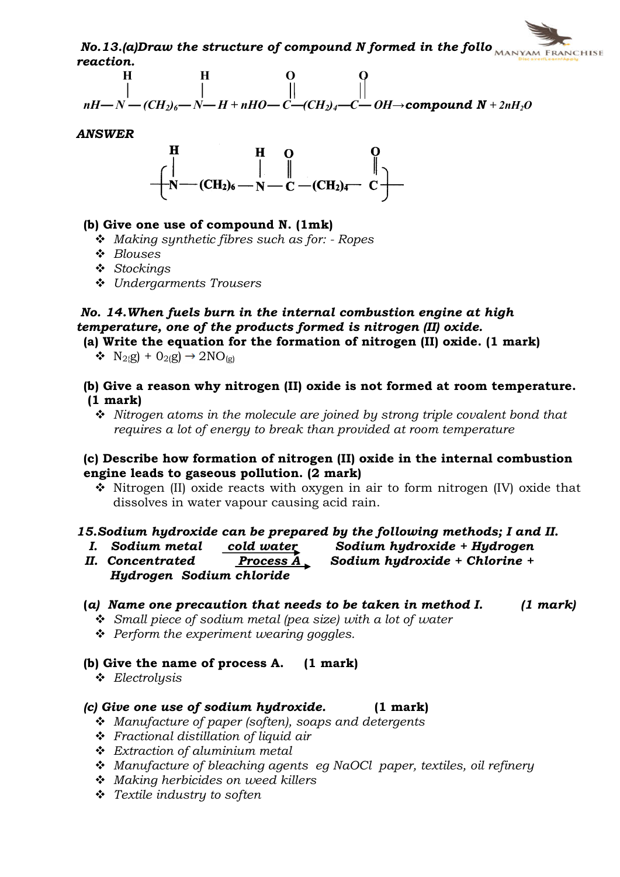**No.13.(a)Draw the structure of compound N formed in the follo reaction.**

$$nH-\overset{\displaystyle H}{\overset{|}{N}}-(CH_2)_6-\overset{\displaystyle H}{\overset{|}{N}}-H + nHO-\overset{\displaystyle O}{\overset{\|}{C}}-(CH_2)_4-\overset{\displaystyle O}{\overset{\|}{C}}-OH \rightarrow \textbf{compound N} + 2nH_2O$$

***ANSWER***

$$-\!\!\left[\overset{\displaystyle H}{\overset{|}{N}}-(CH_2)_6-\overset{\displaystyle H}{\overset{|}{N}}-\overset{\displaystyle O}{\overset{\|}{C}}-(CH_2)_4-\overset{\displaystyle O}{\overset{\|}{C}}\right]\!\!-$$

**(b) Give one use of compound N. (1mk)**

- *Making synthetic fibres such as for: - Ropes*
- *Blouses*
- *Stockings*
- *Undergarments Trousers*

***No. 14.When fuels burn in the internal combustion engine at high temperature, one of the products formed is nitrogen (II) oxide.***

**(a) Write the equation for the formation of nitrogen (II) oxide. (1 mark)**

- $N_{2}(g) + O_{2}(g) \rightarrow 2NO_{(g)}$

**(b) Give a reason why nitrogen (II) oxide is not formed at room temperature. (1 mark)**

- *Nitrogen atoms in the molecule are joined by strong triple covalent bond that requires a lot of energy to break than provided at room temperature*

**(c) Describe how formation of nitrogen (II) oxide in the internal combustion engine leads to gaseous pollution. (2 mark)**

- Nitrogen (II) oxide reacts with oxygen in air to form nitrogen (IV) oxide that dissolves in water vapour causing acid rain.

***15.Sodium hydroxide can be prepared by the following methods; I and II.***

***I. Sodium metal $\xrightarrow{\text{cold water}}$ Sodium hydroxide + Hydrogen***

***II. Concentrated Sodium chloride $\xrightarrow{\text{Process A}}$ Sodium hydroxide + Chlorine + Hydrogen***

***(a) Name one precaution that needs to be taken in method I. (1 mark)***

- *Small piece of sodium metal (pea size) with a lot of water*
- *Perform the experiment wearing goggles.*

**(b) Give the name of process A. (1 mark)**

- *Electrolysis*

***(c) Give one use of sodium hydroxide.*** **(1 mark)**

- *Manufacture of paper (soften), soaps and detergents*
- *Fractional distillation of liquid air*
- *Extraction of aluminium metal*
- *Manufacture of bleaching agents eg NaOCl paper, textiles, oil refinery*
- *Making herbicides on weed killers*
- *Textile industry to soften*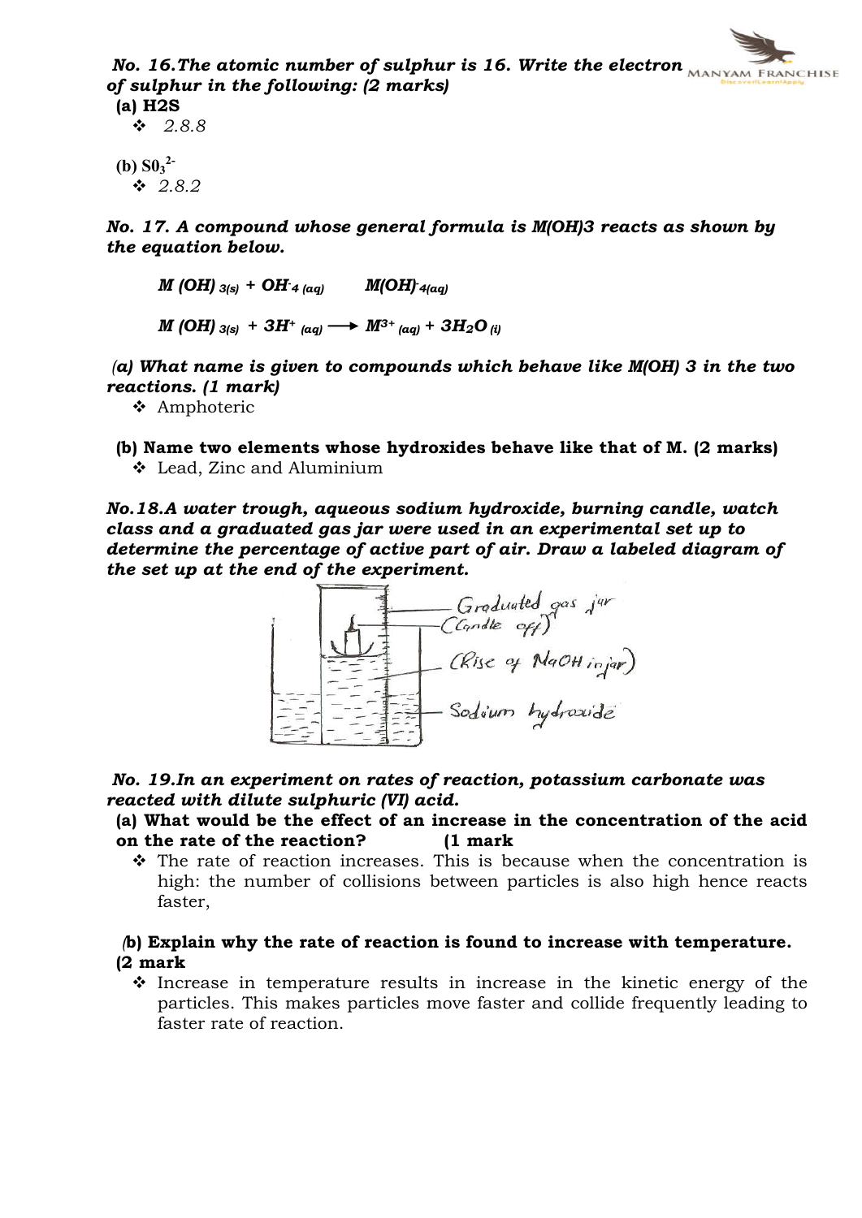***No. 16.The atomic number of sulphur is 16. Write the electron of sulphur in the following: (2 marks)***

**(a) H2S**

- *2.8.8*

**(b) $SO_3^{2-}$**

- *2.8.2*

***No. 17. A compound whose general formula is M(OH)3 reacts as shown by the equation below.***

$$M(OH)_{3(s)} + OH^-_{4\,(aq)} \quad M(OH)^-_{4(aq)}$$

$$M(OH)_{3(s)} + 3H^+_{(aq)} \longrightarrow M^{3+}_{(aq)} + 3H_2O_{(l)}$$

***(a) What name is given to compounds which behave like M(OH) 3 in the two reactions. (1 mark)***

- Amphoteric

**(b) Name two elements whose hydroxides behave like that of M. (2 marks)**

- Lead, Zinc and Aluminium

***No.18.A water trough, aqueous sodium hydroxide, burning candle, watch class and a graduated gas jar were used in an experimental set up to determine the percentage of active part of air. Draw a labeled diagram of the set up at the end of the experiment.***

Graduated gas jar
(Candle off)
(Rise of NaOH in jar)
Sodium hydroxide

***No. 19.In an experiment on rates of reaction, potassium carbonate was reacted with dilute sulphuric (VI) acid.***

**(a) What would be the effect of an increase in the concentration of the acid on the rate of the reaction? (1 mark**

- The rate of reaction increases. This is because when the concentration is high: the number of collisions between particles is also high hence reacts faster,

**(b) Explain why the rate of reaction is found to increase with temperature. (2 mark**

- Increase in temperature results in increase in the kinetic energy of the particles. This makes particles move faster and collide frequently leading to faster rate of reaction.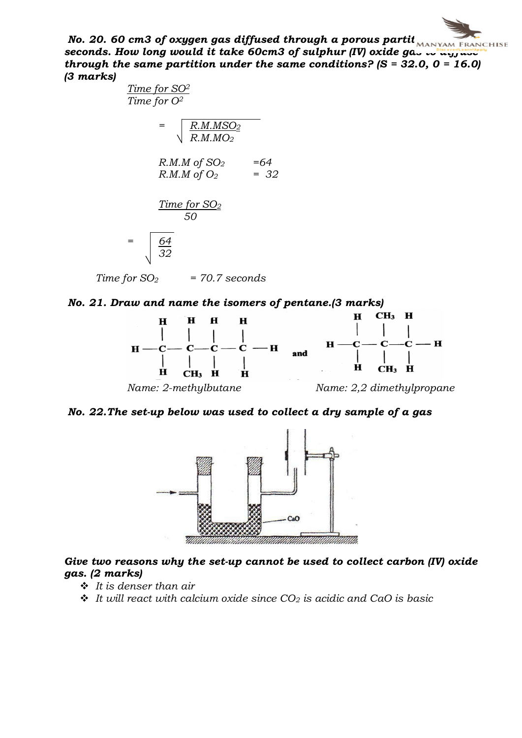***No. 20. 60 cm3 of oxygen gas diffused through a porous partition in 50 seconds. How long would it take 60cm3 of sulphur (IV) oxide gas to diffuse through the same partition under the same conditions? (S = 32.0, O = 16.0) (3 marks)***

$$\frac{\text{Time for } SO^2}{\text{Time for } O^2} = \sqrt{\frac{R.M.MSO_2}{R.M.MO_2}}$$

*R.M.M of $SO_2$ =64*

*R.M.M of $O_2$ = 32*

$$\frac{\text{Time for } SO_2}{50} = \sqrt{\frac{64}{32}}$$

*Time for $SO_2$ = 70.7 seconds*

***No. 21. Draw and name the isomers of pentane.(3 marks)***

```
   H   H   H   H
   |   |   |   |
H—C—C—C—C—H
   |   |   |   |
   H  CH3  H   H
```

*Name: 2-methylbutane*

and

```
   H  CH3  H
   |   |   |
H—C—C—C—H
   |   |   |
   H  CH3  H
```

*Name: 2,2 dimethylpropane*

***No. 22.The set-up below was used to collect a dry sample of a gas***

CaO

***Give two reasons why the set-up cannot be used to collect carbon (IV) oxide gas. (2 marks)***

- *It is denser than air*
- *It will react with calcium oxide since $CO_2$ is acidic and CaO is basic*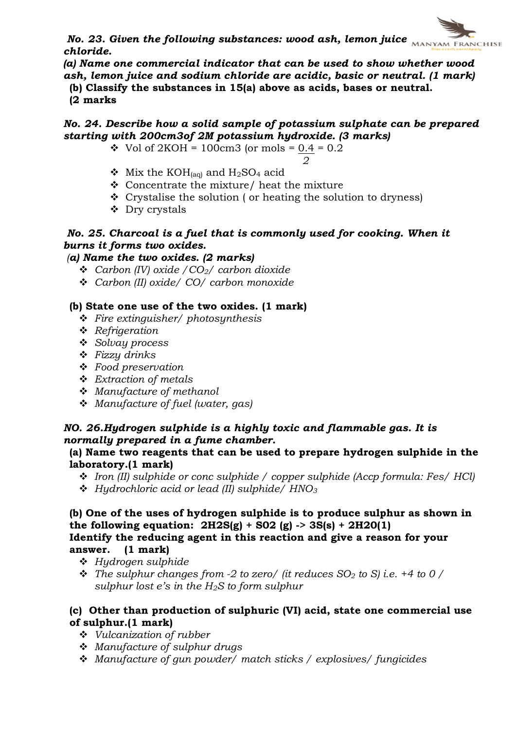***No. 23. Given the following substances: wood ash, lemon juice chloride.***

***(a) Name one commercial indicator that can be used to show whether wood ash, lemon juice and sodium chloride are acidic, basic or neutral. (1 mark)***

**(b) Classify the substances in 15(a) above as acids, bases or neutral. (2 marks**

***No. 24. Describe how a solid sample of potassium sulphate can be prepared starting with 200cm3of 2M potassium hydroxide. (3 marks)***

- Vol of 2KOH = 100cm3 (or mols = $\frac{0.4}{2}$ = 0.2
- Mix the $KOH_{(aq)}$ and $H_2SO_4$ acid
- Concentrate the mixture/ heat the mixture
- Crystalise the solution ( or heating the solution to dryness)
- Dry crystals

***No. 25. Charcoal is a fuel that is commonly used for cooking. When it burns it forms two oxides.***

***(a) Name the two oxides. (2 marks)***

- *Carbon (IV) oxide / $CO_2$/ carbon dioxide*
- *Carbon (II) oxide/ CO/ carbon monoxide*

**(b) State one use of the two oxides. (1 mark)**

- *Fire extinguisher/ photosynthesis*
- *Refrigeration*
- *Solvay process*
- *Fizzy drinks*
- *Food preservation*
- *Extraction of metals*
- *Manufacture of methanol*
- *Manufacture of fuel (water, gas)*

***NO. 26.Hydrogen sulphide is a highly toxic and flammable gas. It is normally prepared in a fume chamber.***

**(a) Name two reagents that can be used to prepare hydrogen sulphide in the laboratory.(1 mark)**

- *Iron (II) sulphide or conc sulphide / copper sulphide (Accp formula: Fes/ HCl)*
- *Hydrochloric acid or lead (II) sulphide/ $HNO_3$*

**(b) One of the uses of hydrogen sulphide is to produce sulphur as shown in the following equation: 2H2S(g) + S02 (g) -> 3S(s) + 2H20(1)**
**Identify the reducing agent in this reaction and give a reason for your answer. (1 mark)**

- *Hydrogen sulphide*
- *The sulphur changes from -2 to zero/ (it reduces $SO_2$ to S) i.e. +4 to 0 / sulphur lost e's in the $H_2S$ to form sulphur*

**(c) Other than production of sulphuric (VI) acid, state one commercial use of sulphur.(1 mark)**

- *Vulcanization of rubber*
- *Manufacture of sulphur drugs*
- *Manufacture of gun powder/ match sticks / explosives/ fungicides*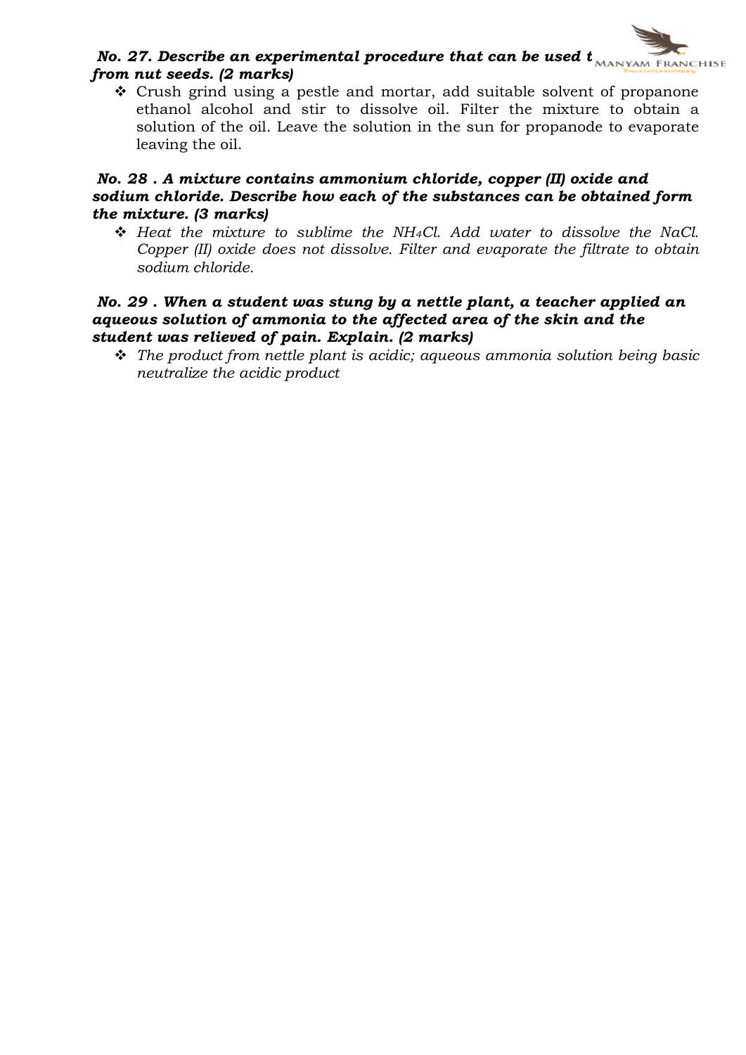***No. 27. Describe an experimental procedure that can be used t from nut seeds. (2 marks)***

- ❖ Crush grind using a pestle and mortar, add suitable solvent of propanone ethanol alcohol and stir to dissolve oil. Filter the mixture to obtain a solution of the oil. Leave the solution in the sun for propanode to evaporate leaving the oil.

***No. 28 . A mixture contains ammonium chloride, copper (II) oxide and sodium chloride. Describe how each of the substances can be obtained form the mixture. (3 marks)***

- ❖ *Heat the mixture to sublime the $NH_4Cl$. Add water to dissolve the NaCl. Copper (II) oxide does not dissolve. Filter and evaporate the filtrate to obtain sodium chloride.*

***No. 29 . When a student was stung by a nettle plant, a teacher applied an aqueous solution of ammonia to the affected area of the skin and the student was relieved of pain. Explain. (2 marks)***

- ❖ *The product from nettle plant is acidic; aqueous ammonia solution being basic neutralize the acidic product*